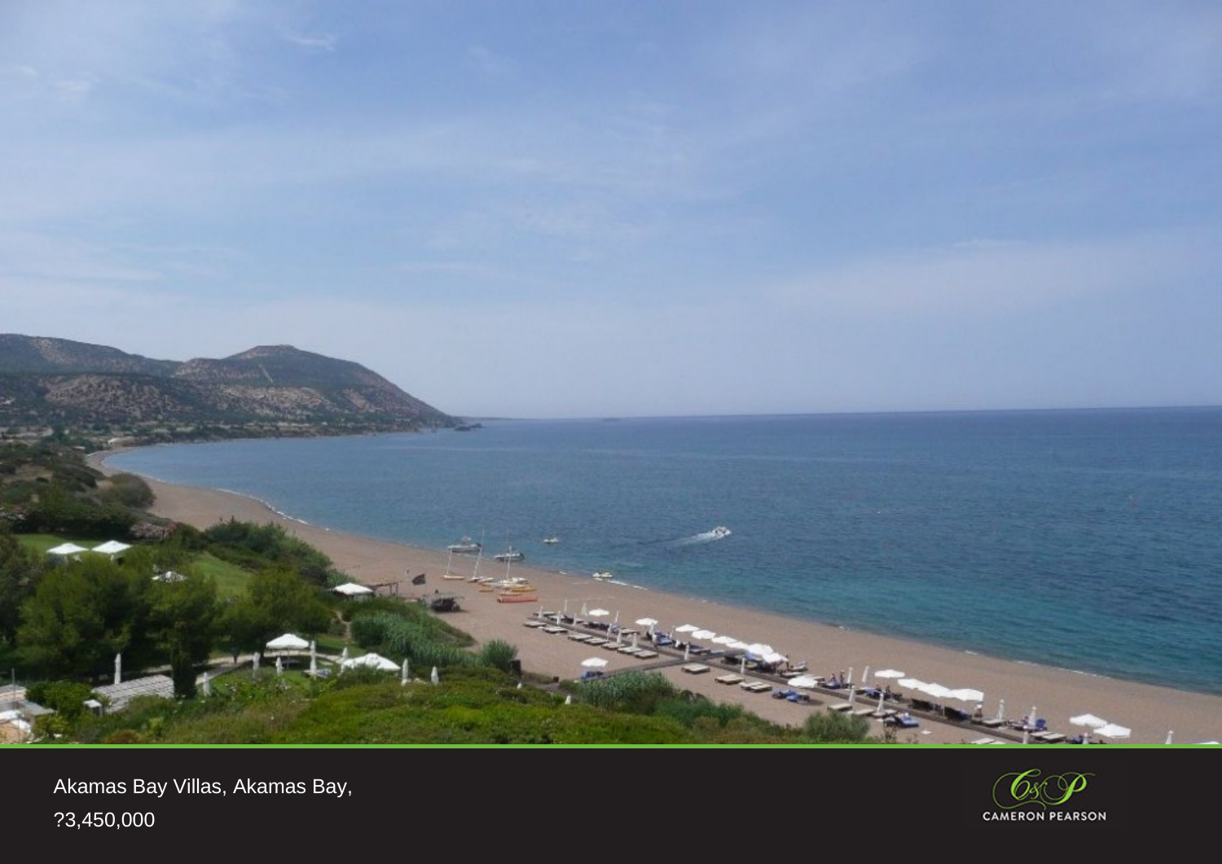Akamas Bay Villas, Akamas Bay,

?3,450,000

CAMERON PEARSON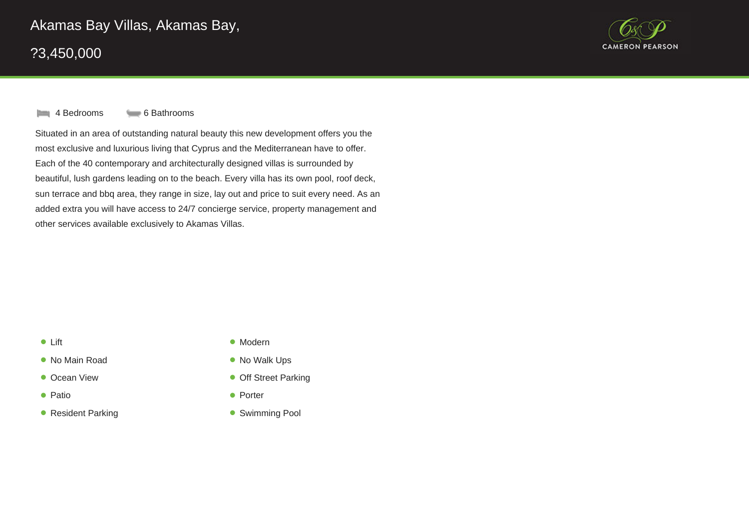# Akamas Bay Villas, Akamas Bay,

## ?3,450,000

4 Bedrooms 6 Bathrooms

Situated in an area of outstanding natural beauty this new development offers you the most exclusive and luxurious living that Cyprus and the Mediterranean have to offer. Each of the 40 contemporary and architecturally designed villas is surrounded by beautiful, lush gardens leading on to the beach. Every villa has its own pool, roof deck, sun terrace and bbq area, they range in size, lay out and price to suit every need. As an added extra you will have access to 24/7 concierge service, property management and other services available exclusively to Akamas Villas.

- Lift
- Modern
- No Main Road
- No Walk Ups
- Ocean View
- Off Street Parking
- Patio
- Porter
- Resident Parking
- Swimming Pool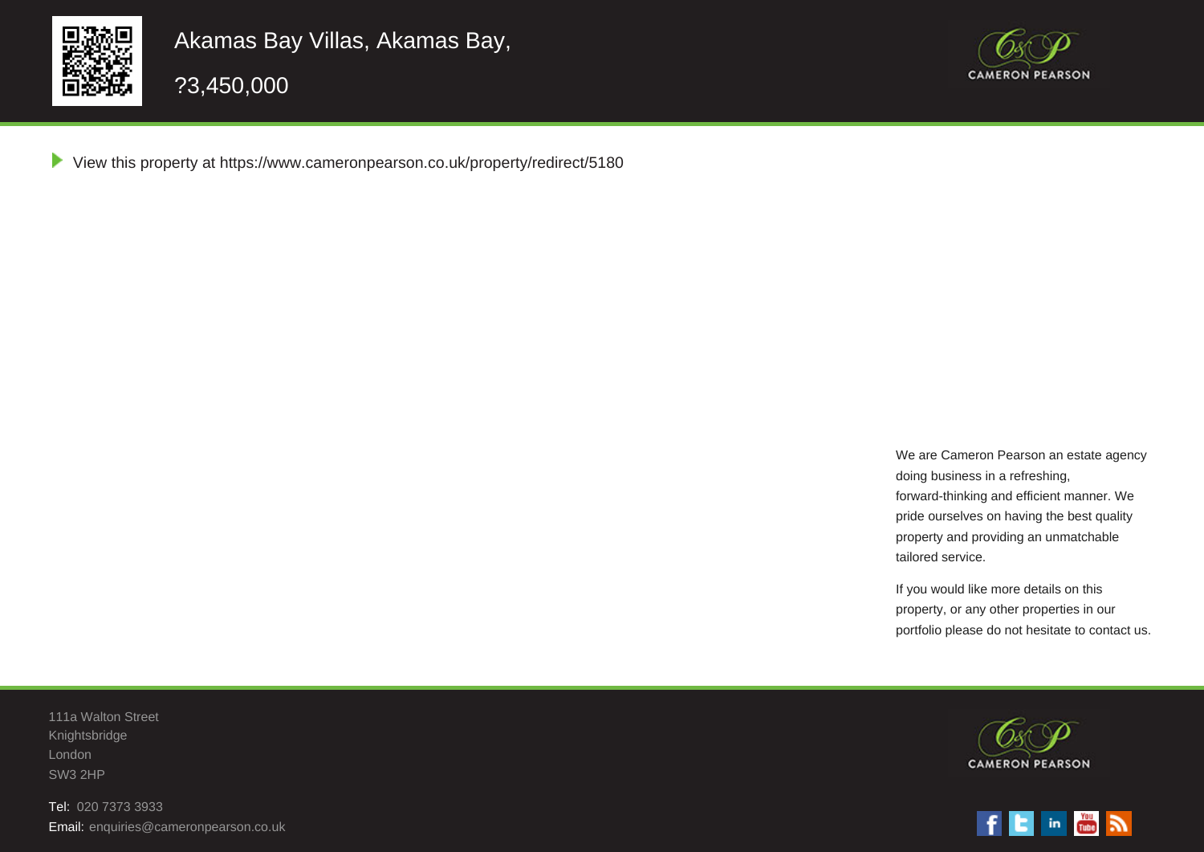# Akamas Bay Villas, Akamas Bay,

?3,450,000

View this property at https://www.cameronpearson.co.uk/property/redirect/5180

We are Cameron Pearson an estate agency doing business in a refreshing, forward-thinking and efficient manner. We pride ourselves on having the best quality property and providing an unmatchable tailored service.

If you would like more details on this property, or any other properties in our portfolio please do not hesitate to contact us.

111a Walton Street
Knightsbridge
London
SW3 2HP

Tel: 020 7373 3933
Email: enquiries@cameronpearson.co.uk